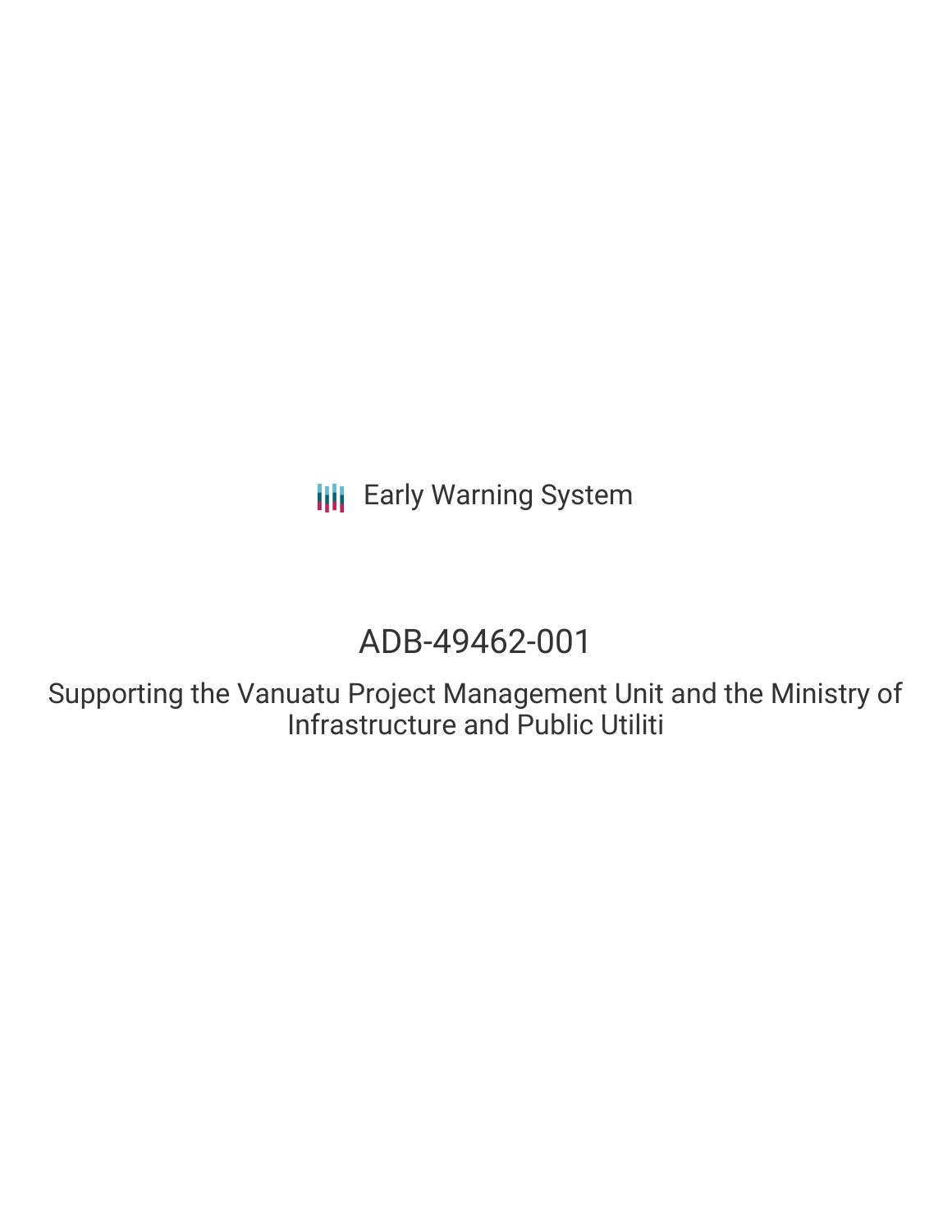Early Warning System

# ADB-49462-001

Supporting the Vanuatu Project Management Unit and the Ministry of Infrastructure and Public Utiliti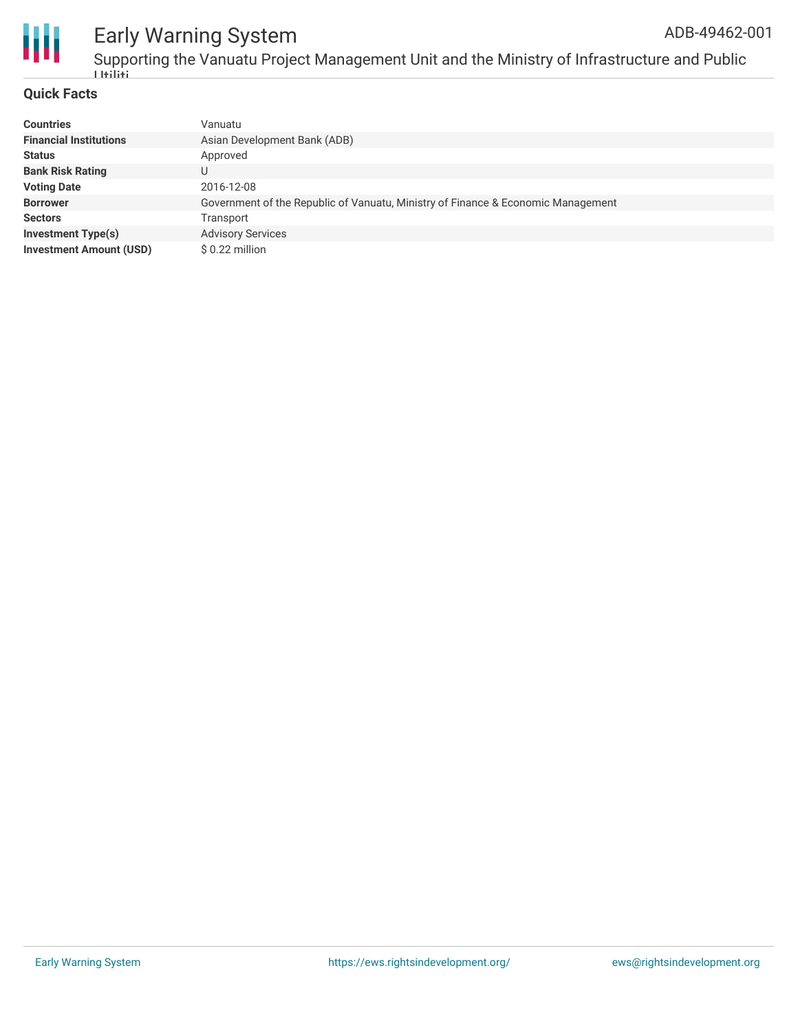## Quick Facts

| | |
|---|---|
| **Countries** | Vanuatu |
| **Financial Institutions** | Asian Development Bank (ADB) |
| **Status** | Approved |
| **Bank Risk Rating** | U |
| **Voting Date** | 2016-12-08 |
| **Borrower** | Government of the Republic of Vanuatu, Ministry of Finance & Economic Management |
| **Sectors** | Transport |
| **Investment Type(s)** | Advisory Services |
| **Investment Amount (USD)** | $ 0.22 million |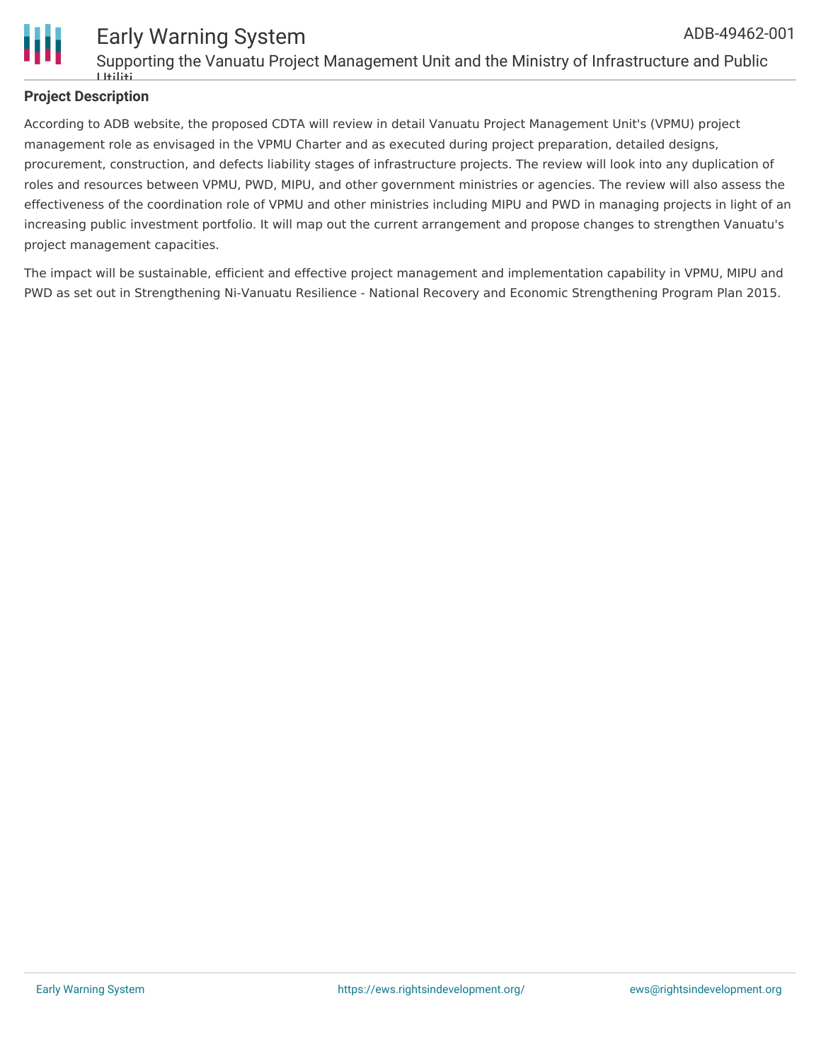## Project Description

According to ADB website, the proposed CDTA will review in detail Vanuatu Project Management Unit's (VPMU) project management role as envisaged in the VPMU Charter and as executed during project preparation, detailed designs, procurement, construction, and defects liability stages of infrastructure projects. The review will look into any duplication of roles and resources between VPMU, PWD, MIPU, and other government ministries or agencies. The review will also assess the effectiveness of the coordination role of VPMU and other ministries including MIPU and PWD in managing projects in light of an increasing public investment portfolio. It will map out the current arrangement and propose changes to strengthen Vanuatu's project management capacities.

The impact will be sustainable, efficient and effective project management and implementation capability in VPMU, MIPU and PWD as set out in Strengthening Ni-Vanuatu Resilience - National Recovery and Economic Strengthening Program Plan 2015.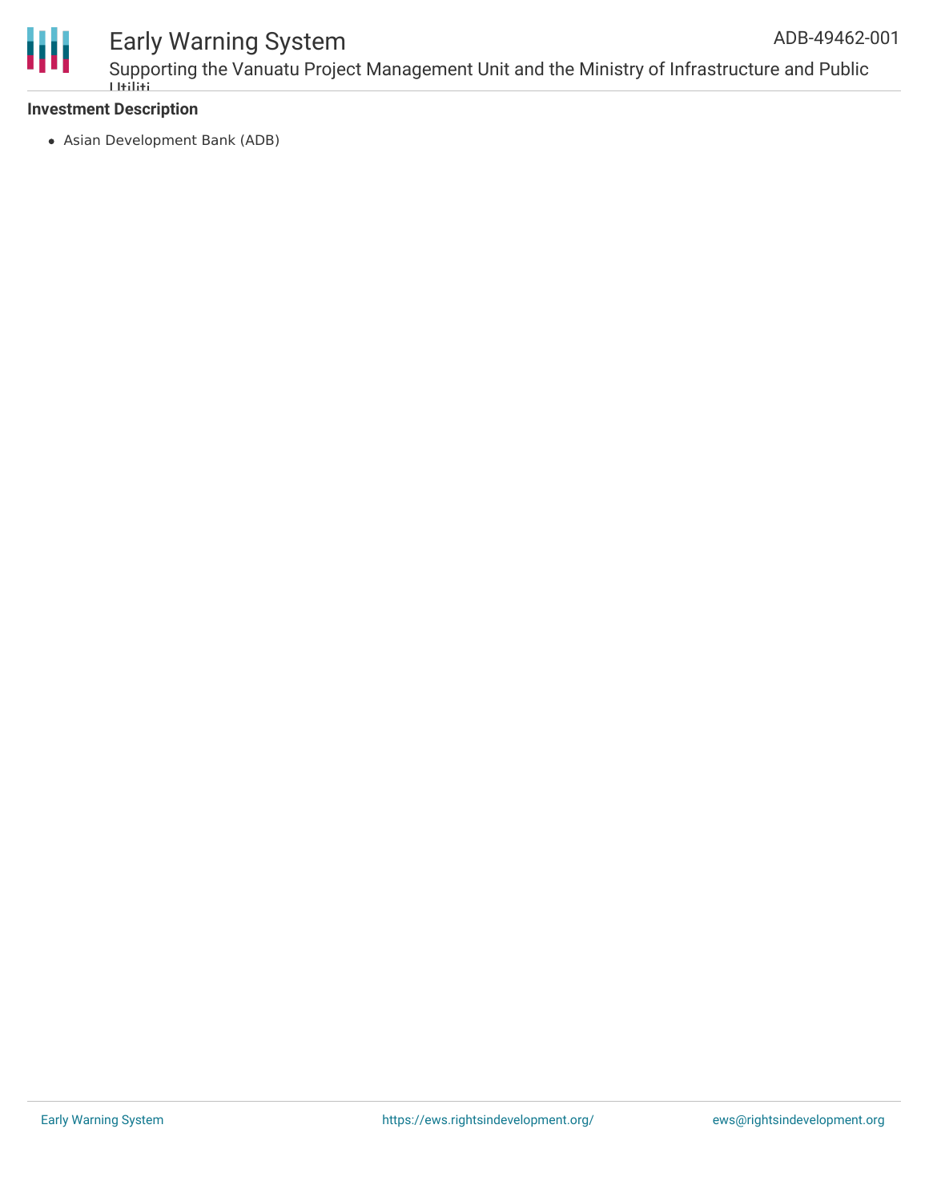**Investment Description**

- Asian Development Bank (ADB)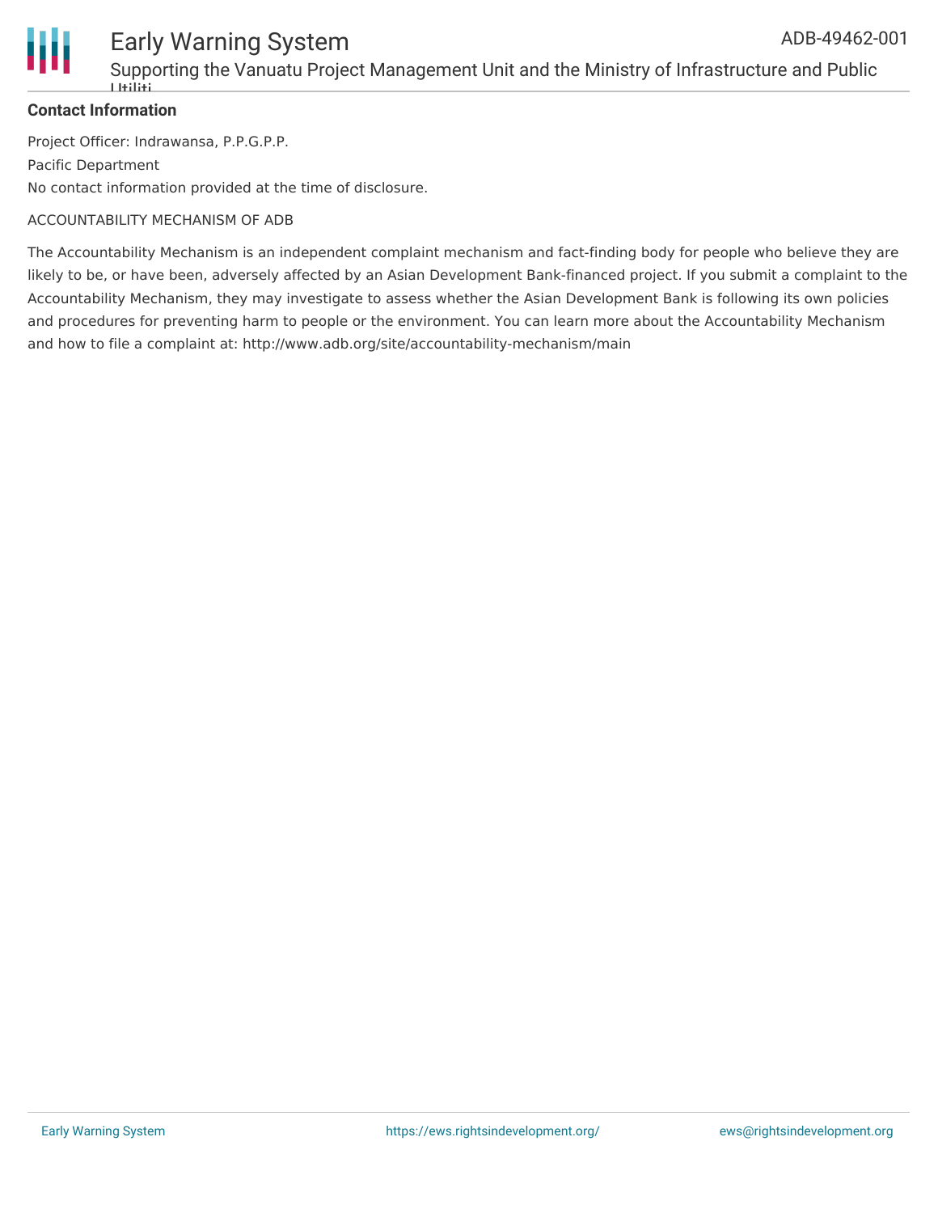**Contact Information**

Project Officer: Indrawansa, P.P.G.P.P.

Pacific Department

No contact information provided at the time of disclosure.

ACCOUNTABILITY MECHANISM OF ADB

The Accountability Mechanism is an independent complaint mechanism and fact-finding body for people who believe they are likely to be, or have been, adversely affected by an Asian Development Bank-financed project. If you submit a complaint to the Accountability Mechanism, they may investigate to assess whether the Asian Development Bank is following its own policies and procedures for preventing harm to people or the environment. You can learn more about the Accountability Mechanism and how to file a complaint at: http://www.adb.org/site/accountability-mechanism/main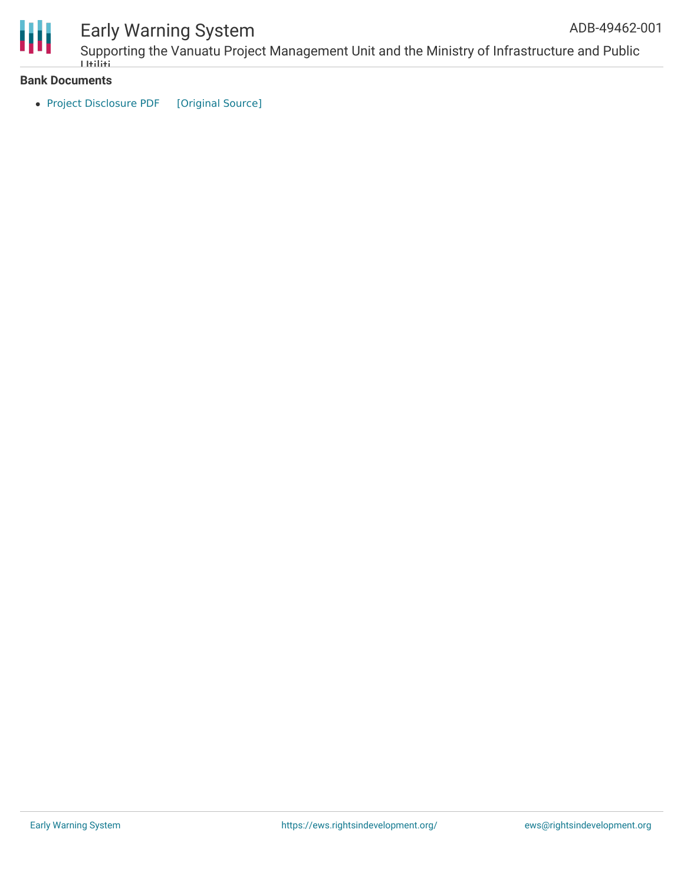**Bank Documents**

- Project Disclosure PDF [Original Source]